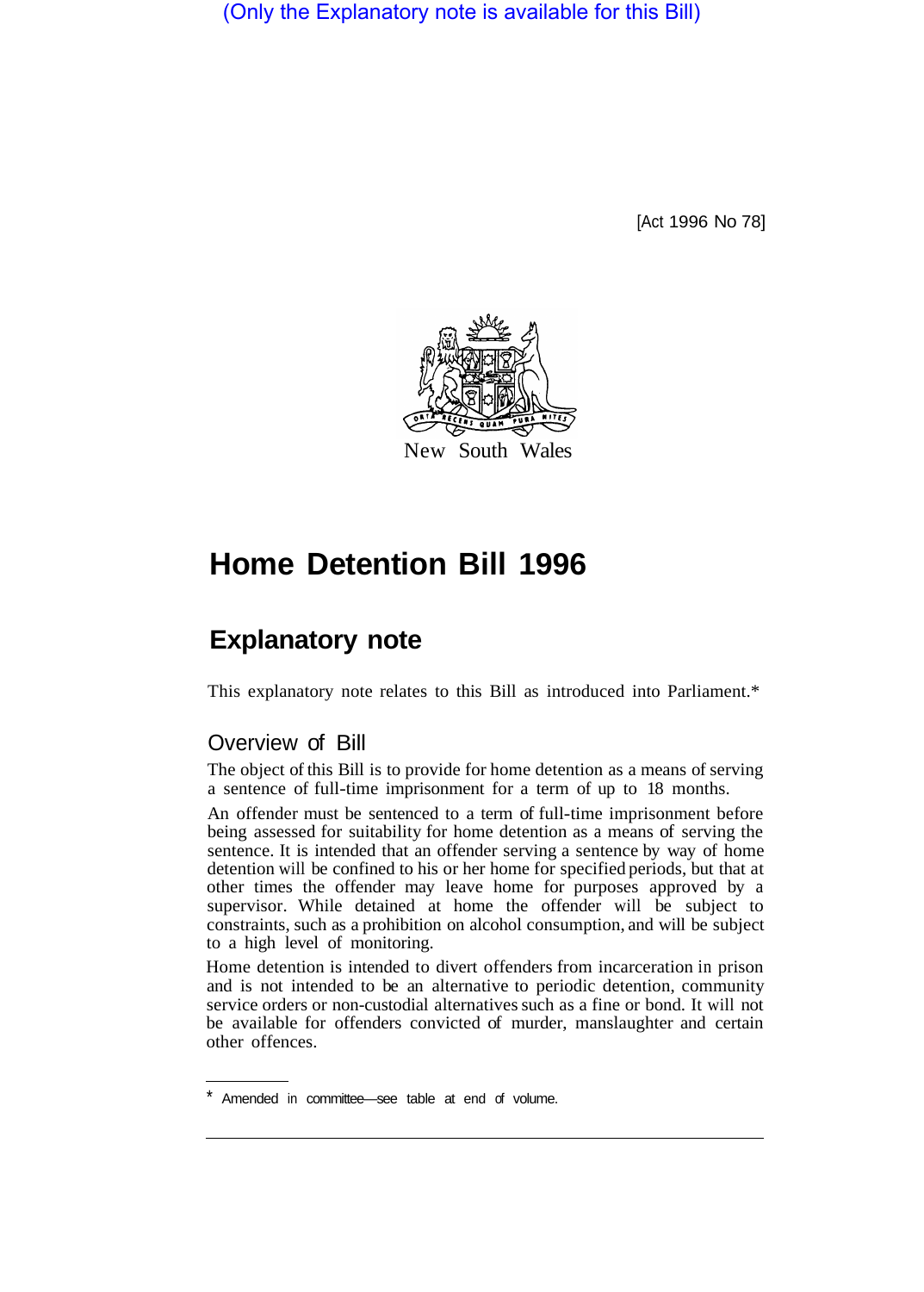(Only the Explanatory note is available for this Bill)

[Act 1996 No 78]

New South Wales

# Home Detention Bill 1996

## Explanatory note

This explanatory note relates to this Bill as introduced into Parliament.*

### Overview of Bill

The object of this Bill is to provide for home detention as a means of serving a sentence of full-time imprisonment for a term of up to 18 months.

An offender must be sentenced to a term of full-time imprisonment before being assessed for suitability for home detention as a means of serving the sentence. It is intended that an offender serving a sentence by way of home detention will be confined to his or her home for specified periods, but that at other times the offender may leave home for purposes approved by a supervisor. While detained at home the offender will be subject to constraints, such as a prohibition on alcohol consumption, and will be subject to a high level of monitoring.

Home detention is intended to divert offenders from incarceration in prison and is not intended to be an alternative to periodic detention, community service orders or non-custodial alternatives such as a fine or bond. It will not be available for offenders convicted of murder, manslaughter and certain other offences.

* Amended in committee—see table at end of volume.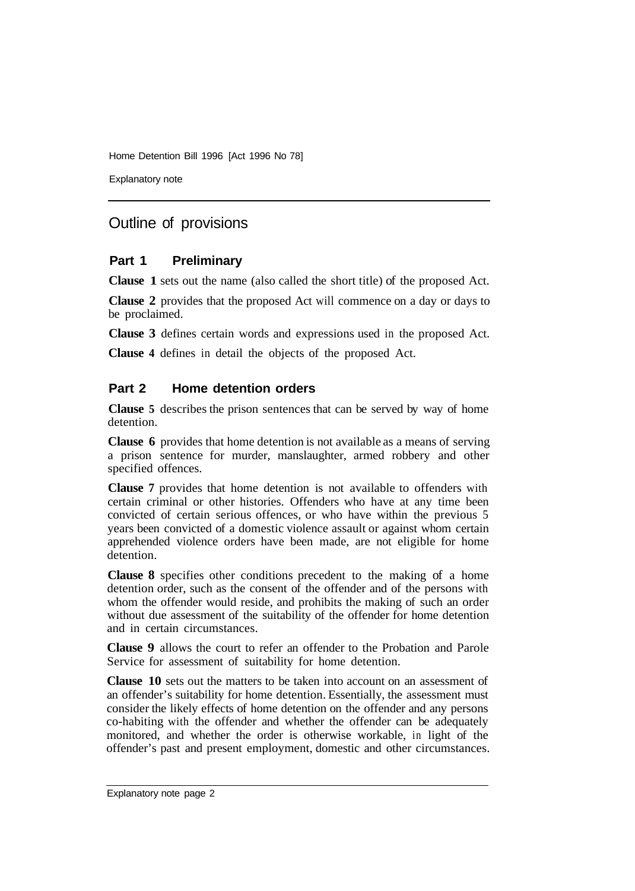## Outline of provisions

### Part 1 Preliminary

**Clause 1** sets out the name (also called the short title) of the proposed Act.

**Clause 2** provides that the proposed Act will commence on a day or days to be proclaimed.

**Clause 3** defines certain words and expressions used in the proposed Act.

**Clause 4** defines in detail the objects of the proposed Act.

### Part 2 Home detention orders

**Clause 5** describes the prison sentences that can be served by way of home detention.

**Clause 6** provides that home detention is not available as a means of serving a prison sentence for murder, manslaughter, armed robbery and other specified offences.

**Clause 7** provides that home detention is not available to offenders with certain criminal or other histories. Offenders who have at any time been convicted of certain serious offences, or who have within the previous 5 years been convicted of a domestic violence assault or against whom certain apprehended violence orders have been made, are not eligible for home detention.

**Clause 8** specifies other conditions precedent to the making of a home detention order, such as the consent of the offender and of the persons with whom the offender would reside, and prohibits the making of such an order without due assessment of the suitability of the offender for home detention and in certain circumstances.

**Clause 9** allows the court to refer an offender to the Probation and Parole Service for assessment of suitability for home detention.

**Clause 10** sets out the matters to be taken into account on an assessment of an offender's suitability for home detention. Essentially, the assessment must consider the likely effects of home detention on the offender and any persons co-habiting with the offender and whether the offender can be adequately monitored, and whether the order is otherwise workable, in light of the offender's past and present employment, domestic and other circumstances.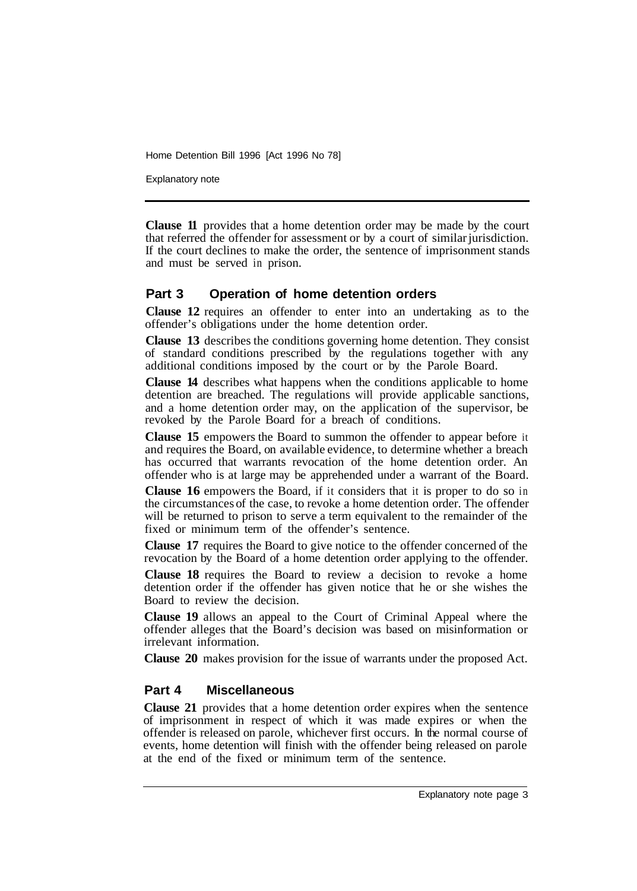**Clause 11** provides that a home detention order may be made by the court that referred the offender for assessment or by a court of similar jurisdiction. If the court declines to make the order, the sentence of imprisonment stands and must be served in prison.

## Part 3 Operation of home detention orders

**Clause 12** requires an offender to enter into an undertaking as to the offender's obligations under the home detention order.

**Clause 13** describes the conditions governing home detention. They consist of standard conditions prescribed by the regulations together with any additional conditions imposed by the court or by the Parole Board.

**Clause 14** describes what happens when the conditions applicable to home detention are breached. The regulations will provide applicable sanctions, and a home detention order may, on the application of the supervisor, be revoked by the Parole Board for a breach of conditions.

**Clause 15** empowers the Board to summon the offender to appear before it and requires the Board, on available evidence, to determine whether a breach has occurred that warrants revocation of the home detention order. An offender who is at large may be apprehended under a warrant of the Board.

**Clause 16** empowers the Board, if it considers that it is proper to do so in the circumstances of the case, to revoke a home detention order. The offender will be returned to prison to serve a term equivalent to the remainder of the fixed or minimum term of the offender's sentence.

**Clause 17** requires the Board to give notice to the offender concerned of the revocation by the Board of a home detention order applying to the offender.

**Clause 18** requires the Board to review a decision to revoke a home detention order if the offender has given notice that he or she wishes the Board to review the decision.

**Clause 19** allows an appeal to the Court of Criminal Appeal where the offender alleges that the Board's decision was based on misinformation or irrelevant information.

**Clause 20** makes provision for the issue of warrants under the proposed Act.

## Part 4 Miscellaneous

**Clause 21** provides that a home detention order expires when the sentence of imprisonment in respect of which it was made expires or when the offender is released on parole, whichever first occurs. In the normal course of events, home detention will finish with the offender being released on parole at the end of the fixed or minimum term of the sentence.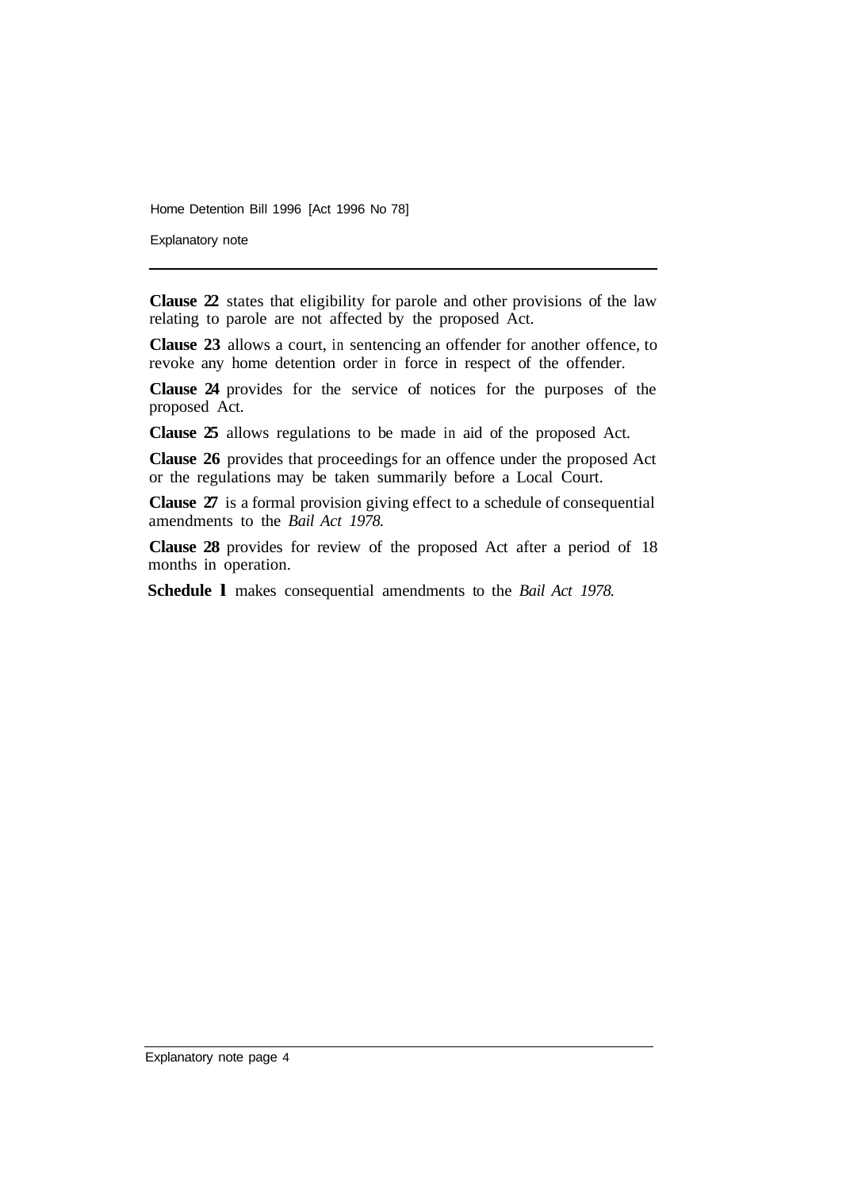**Clause 22** states that eligibility for parole and other provisions of the law relating to parole are not affected by the proposed Act.

**Clause 23** allows a court, in sentencing an offender for another offence, to revoke any home detention order in force in respect of the offender.

**Clause 24** provides for the service of notices for the purposes of the proposed Act.

**Clause 25** allows regulations to be made in aid of the proposed Act.

**Clause 26** provides that proceedings for an offence under the proposed Act or the regulations may be taken summarily before a Local Court.

**Clause 27** is a formal provision giving effect to a schedule of consequential amendments to the *Bail Act 1978*.

**Clause 28** provides for review of the proposed Act after a period of 18 months in operation.

**Schedule 1** makes consequential amendments to the *Bail Act 1978*.